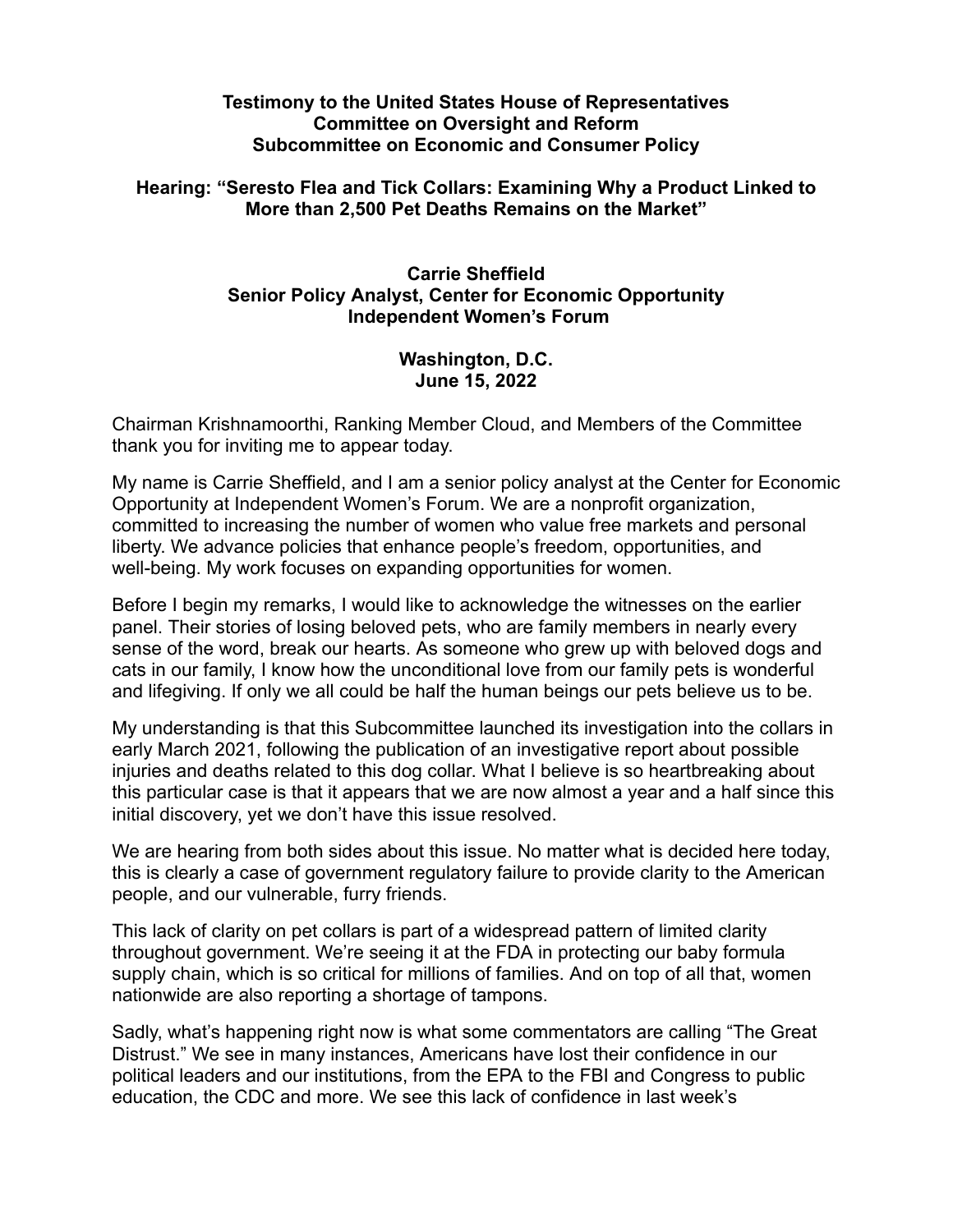**Testimony to the United States House of Representatives**
**Committee on Oversight and Reform**
**Subcommittee on Economic and Consumer Policy**

**Hearing: "Seresto Flea and Tick Collars: Examining Why a Product Linked to More than 2,500 Pet Deaths Remains on the Market"**

**Carrie Sheffield**
**Senior Policy Analyst, Center for Economic Opportunity**
**Independent Women's Forum**

**Washington, D.C.**
**June 15, 2022**

Chairman Krishnamoorthi, Ranking Member Cloud, and Members of the Committee thank you for inviting me to appear today.

My name is Carrie Sheffield, and I am a senior policy analyst at the Center for Economic Opportunity at Independent Women's Forum. We are a nonprofit organization, committed to increasing the number of women who value free markets and personal liberty. We advance policies that enhance people's freedom, opportunities, and well-being. My work focuses on expanding opportunities for women.

Before I begin my remarks, I would like to acknowledge the witnesses on the earlier panel. Their stories of losing beloved pets, who are family members in nearly every sense of the word, break our hearts. As someone who grew up with beloved dogs and cats in our family, I know how the unconditional love from our family pets is wonderful and lifegiving. If only we all could be half the human beings our pets believe us to be.

My understanding is that this Subcommittee launched its investigation into the collars in early March 2021, following the publication of an investigative report about possible injuries and deaths related to this dog collar. What I believe is so heartbreaking about this particular case is that it appears that we are now almost a year and a half since this initial discovery, yet we don't have this issue resolved.

We are hearing from both sides about this issue. No matter what is decided here today, this is clearly a case of government regulatory failure to provide clarity to the American people, and our vulnerable, furry friends.

This lack of clarity on pet collars is part of a widespread pattern of limited clarity throughout government. We're seeing it at the FDA in protecting our baby formula supply chain, which is so critical for millions of families. And on top of all that, women nationwide are also reporting a shortage of tampons.

Sadly, what's happening right now is what some commentators are calling "The Great Distrust." We see in many instances, Americans have lost their confidence in our political leaders and our institutions, from the EPA to the FBI and Congress to public education, the CDC and more. We see this lack of confidence in last week's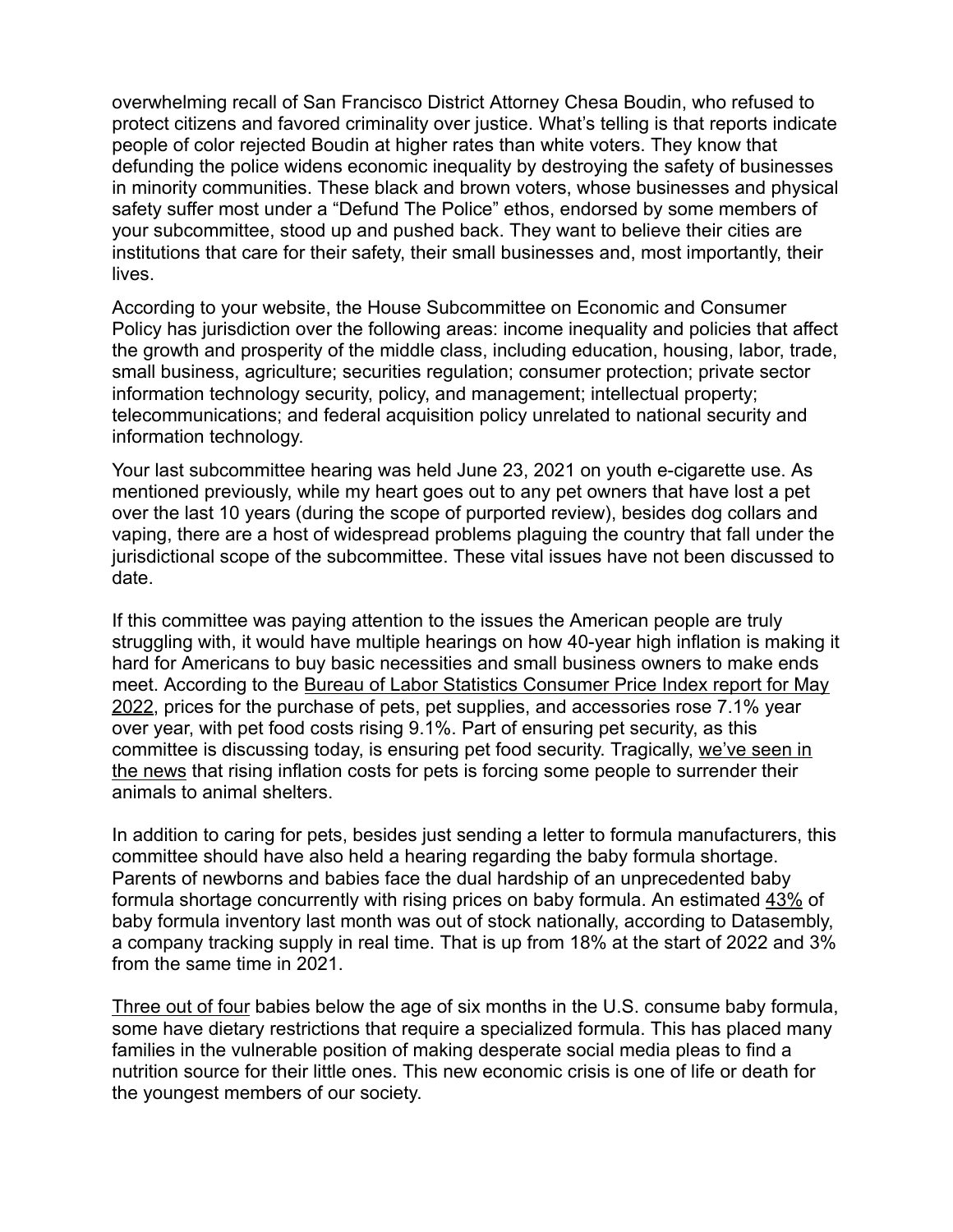overwhelming recall of San Francisco District Attorney Chesa Boudin, who refused to protect citizens and favored criminality over justice. What's telling is that reports indicate people of color rejected Boudin at higher rates than white voters. They know that defunding the police widens economic inequality by destroying the safety of businesses in minority communities. These black and brown voters, whose businesses and physical safety suffer most under a "Defund The Police" ethos, endorsed by some members of your subcommittee, stood up and pushed back. They want to believe their cities are institutions that care for their safety, their small businesses and, most importantly, their lives.

According to your website, the House Subcommittee on Economic and Consumer Policy has jurisdiction over the following areas: income inequality and policies that affect the growth and prosperity of the middle class, including education, housing, labor, trade, small business, agriculture; securities regulation; consumer protection; private sector information technology security, policy, and management; intellectual property; telecommunications; and federal acquisition policy unrelated to national security and information technology.

Your last subcommittee hearing was held June 23, 2021 on youth e-cigarette use. As mentioned previously, while my heart goes out to any pet owners that have lost a pet over the last 10 years (during the scope of purported review), besides dog collars and vaping, there are a host of widespread problems plaguing the country that fall under the jurisdictional scope of the subcommittee. These vital issues have not been discussed to date.

If this committee was paying attention to the issues the American people are truly struggling with, it would have multiple hearings on how 40-year high inflation is making it hard for Americans to buy basic necessities and small business owners to make ends meet. According to the Bureau of Labor Statistics Consumer Price Index report for May 2022, prices for the purchase of pets, pet supplies, and accessories rose 7.1% year over year, with pet food costs rising 9.1%. Part of ensuring pet security, as this committee is discussing today, is ensuring pet food security. Tragically, we've seen in the news that rising inflation costs for pets is forcing some people to surrender their animals to animal shelters.

In addition to caring for pets, besides just sending a letter to formula manufacturers, this committee should have also held a hearing regarding the baby formula shortage. Parents of newborns and babies face the dual hardship of an unprecedented baby formula shortage concurrently with rising prices on baby formula. An estimated 43% of baby formula inventory last month was out of stock nationally, according to Datasembly, a company tracking supply in real time. That is up from 18% at the start of 2022 and 3% from the same time in 2021.

Three out of four babies below the age of six months in the U.S. consume baby formula, some have dietary restrictions that require a specialized formula. This has placed many families in the vulnerable position of making desperate social media pleas to find a nutrition source for their little ones. This new economic crisis is one of life or death for the youngest members of our society.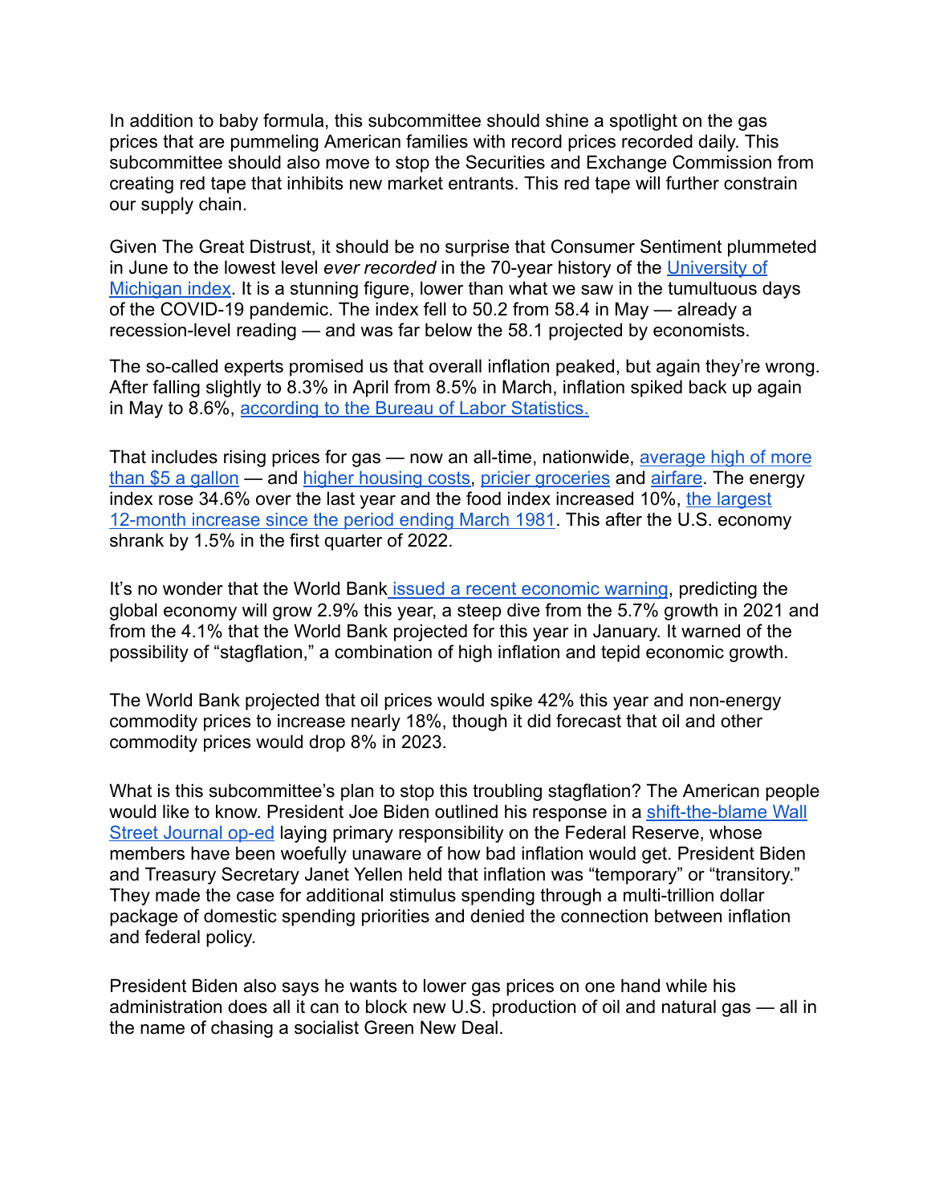In addition to baby formula, this subcommittee should shine a spotlight on the gas prices that are pummeling American families with record prices recorded daily. This subcommittee should also move to stop the Securities and Exchange Commission from creating red tape that inhibits new market entrants. This red tape will further constrain our supply chain.

Given The Great Distrust, it should be no surprise that Consumer Sentiment plummeted in June to the lowest level *ever recorded* in the 70-year history of the University of Michigan index. It is a stunning figure, lower than what we saw in the tumultuous days of the COVID-19 pandemic. The index fell to 50.2 from 58.4 in May — already a recession-level reading — and was far below the 58.1 projected by economists.

The so-called experts promised us that overall inflation peaked, but again they're wrong. After falling slightly to 8.3% in April from 8.5% in March, inflation spiked back up again in May to 8.6%, according to the Bureau of Labor Statistics.

That includes rising prices for gas — now an all-time, nationwide, average high of more than $5 a gallon — and higher housing costs, pricier groceries and airfare. The energy index rose 34.6% over the last year and the food index increased 10%, the largest 12-month increase since the period ending March 1981. This after the U.S. economy shrank by 1.5% in the first quarter of 2022.

It's no wonder that the World Bank issued a recent economic warning, predicting the global economy will grow 2.9% this year, a steep dive from the 5.7% growth in 2021 and from the 4.1% that the World Bank projected for this year in January. It warned of the possibility of "stagflation," a combination of high inflation and tepid economic growth.

The World Bank projected that oil prices would spike 42% this year and non-energy commodity prices to increase nearly 18%, though it did forecast that oil and other commodity prices would drop 8% in 2023.

What is this subcommittee's plan to stop this troubling stagflation? The American people would like to know. President Joe Biden outlined his response in a shift-the-blame Wall Street Journal op-ed laying primary responsibility on the Federal Reserve, whose members have been woefully unaware of how bad inflation would get. President Biden and Treasury Secretary Janet Yellen held that inflation was "temporary" or "transitory." They made the case for additional stimulus spending through a multi-trillion dollar package of domestic spending priorities and denied the connection between inflation and federal policy.

President Biden also says he wants to lower gas prices on one hand while his administration does all it can to block new U.S. production of oil and natural gas — all in the name of chasing a socialist Green New Deal.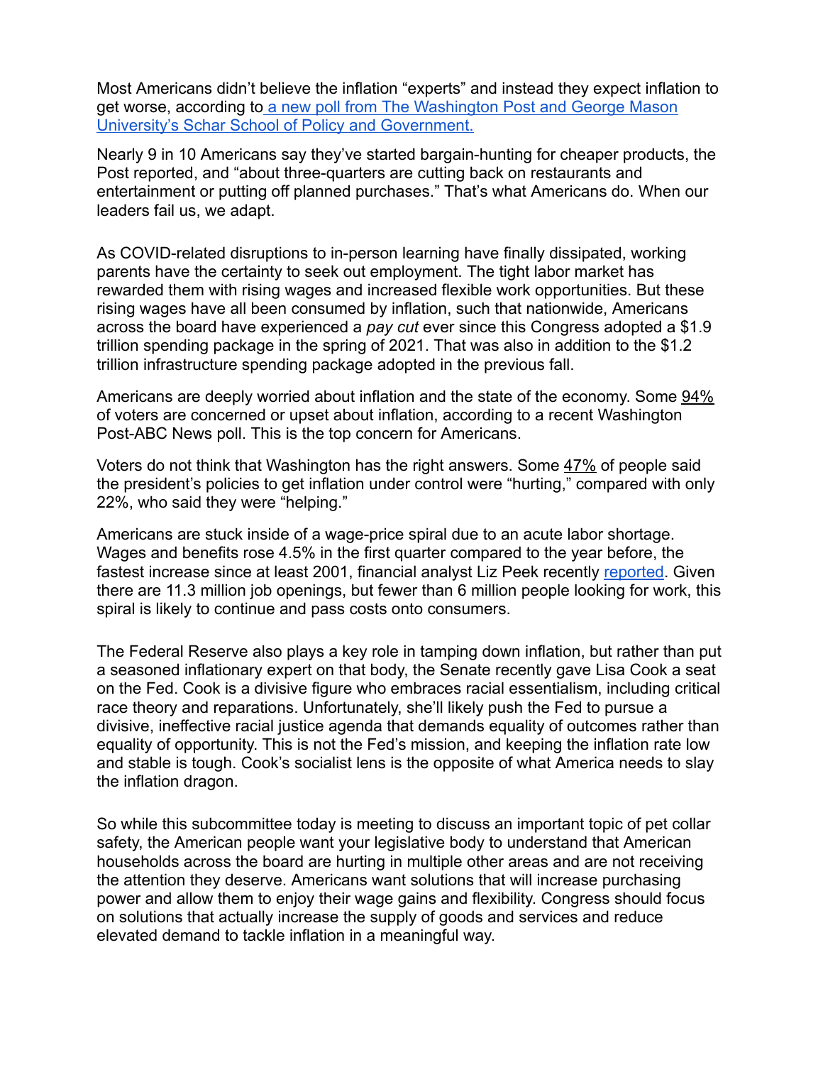Most Americans didn't believe the inflation "experts" and instead they expect inflation to get worse, according to [a new poll from The Washington Post and George Mason University's Schar School of Policy and Government.]

Nearly 9 in 10 Americans say they've started bargain-hunting for cheaper products, the Post reported, and "about three-quarters are cutting back on restaurants and entertainment or putting off planned purchases." That's what Americans do. When our leaders fail us, we adapt.

As COVID-related disruptions to in-person learning have finally dissipated, working parents have the certainty to seek out employment. The tight labor market has rewarded them with rising wages and increased flexible work opportunities. But these rising wages have all been consumed by inflation, such that nationwide, Americans across the board have experienced a *pay cut* ever since this Congress adopted a $1.9 trillion spending package in the spring of 2021. That was also in addition to the $1.2 trillion infrastructure spending package adopted in the previous fall.

Americans are deeply worried about inflation and the state of the economy. Some 94% of voters are concerned or upset about inflation, according to a recent Washington Post-ABC News poll. This is the top concern for Americans.

Voters do not think that Washington has the right answers. Some 47% of people said the president's policies to get inflation under control were "hurting," compared with only 22%, who said they were "helping."

Americans are stuck inside of a wage-price spiral due to an acute labor shortage. Wages and benefits rose 4.5% in the first quarter compared to the year before, the fastest increase since at least 2001, financial analyst Liz Peek recently [reported]. Given there are 11.3 million job openings, but fewer than 6 million people looking for work, this spiral is likely to continue and pass costs onto consumers.

The Federal Reserve also plays a key role in tamping down inflation, but rather than put a seasoned inflationary expert on that body, the Senate recently gave Lisa Cook a seat on the Fed. Cook is a divisive figure who embraces racial essentialism, including critical race theory and reparations. Unfortunately, she'll likely push the Fed to pursue a divisive, ineffective racial justice agenda that demands equality of outcomes rather than equality of opportunity. This is not the Fed's mission, and keeping the inflation rate low and stable is tough. Cook's socialist lens is the opposite of what America needs to slay the inflation dragon.

So while this subcommittee today is meeting to discuss an important topic of pet collar safety, the American people want your legislative body to understand that American households across the board are hurting in multiple other areas and are not receiving the attention they deserve. Americans want solutions that will increase purchasing power and allow them to enjoy their wage gains and flexibility. Congress should focus on solutions that actually increase the supply of goods and services and reduce elevated demand to tackle inflation in a meaningful way.